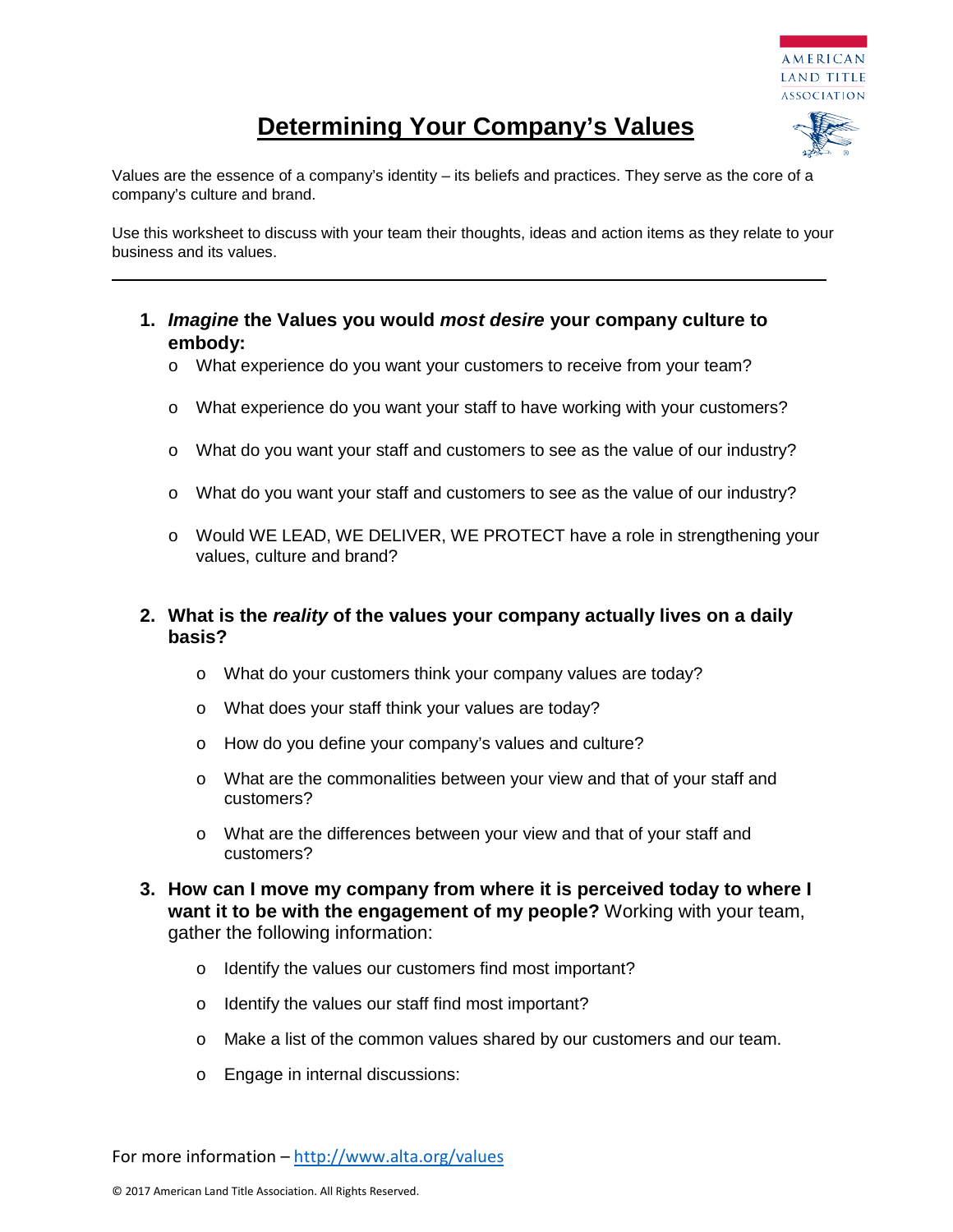AMERICAN LAND TITLE ASSOCIATION

# Determining Your Company's Values

Values are the essence of a company's identity – its beliefs and practices. They serve as the core of a company's culture and brand.

Use this worksheet to discuss with your team their thoughts, ideas and action items as they relate to your business and its values.

---

1. ***Imagine* the Values you would *most desire* your company culture to embody:**
   - What experience do you want your customers to receive from your team?
   - What experience do you want your staff to have working with your customers?
   - What do you want your staff and customers to see as the value of our industry?
   - What do you want your staff and customers to see as the value of our industry?
   - Would WE LEAD, WE DELIVER, WE PROTECT have a role in strengthening your values, culture and brand?

2. **What is the *reality* of the values your company actually lives on a daily basis?**
   - What do your customers think your company values are today?
   - What does your staff think your values are today?
   - How do you define your company's values and culture?
   - What are the commonalities between your view and that of your staff and customers?
   - What are the differences between your view and that of your staff and customers?

3. **How can I move my company from where it is perceived today to where I want it to be with the engagement of my people?** Working with your team, gather the following information:
   - Identify the values our customers find most important?
   - Identify the values our staff find most important?
   - Make a list of the common values shared by our customers and our team.
   - Engage in internal discussions:

For more information – http://www.alta.org/values

© 2017 American Land Title Association. All Rights Reserved.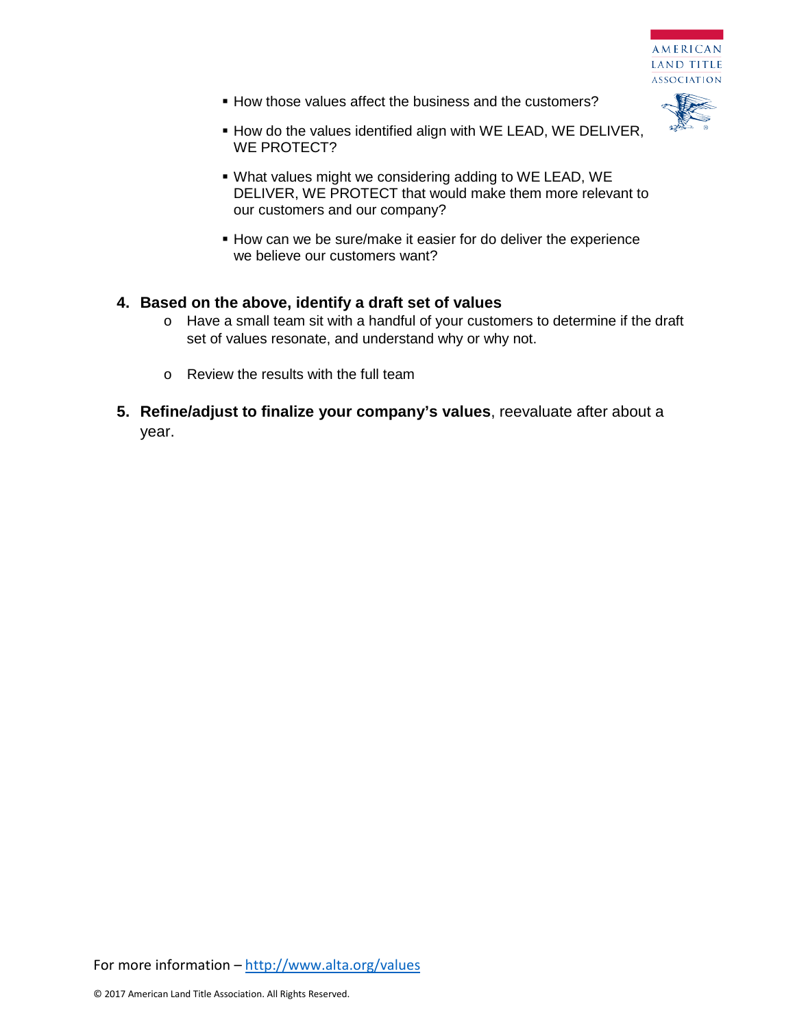- How those values affect the business and the customers?
- How do the values identified align with WE LEAD, WE DELIVER, WE PROTECT?
- What values might we considering adding to WE LEAD, WE DELIVER, WE PROTECT that would make them more relevant to our customers and our company?
- How can we be sure/make it easier for do deliver the experience we believe our customers want?

4. **Based on the above, identify a draft set of values**
   - Have a small team sit with a handful of your customers to determine if the draft set of values resonate, and understand why or why not.
   - Review the results with the full team

5. **Refine/adjust to finalize your company's values**, reevaluate after about a year.

For more information – http://www.alta.org/values

© 2017 American Land Title Association. All Rights Reserved.